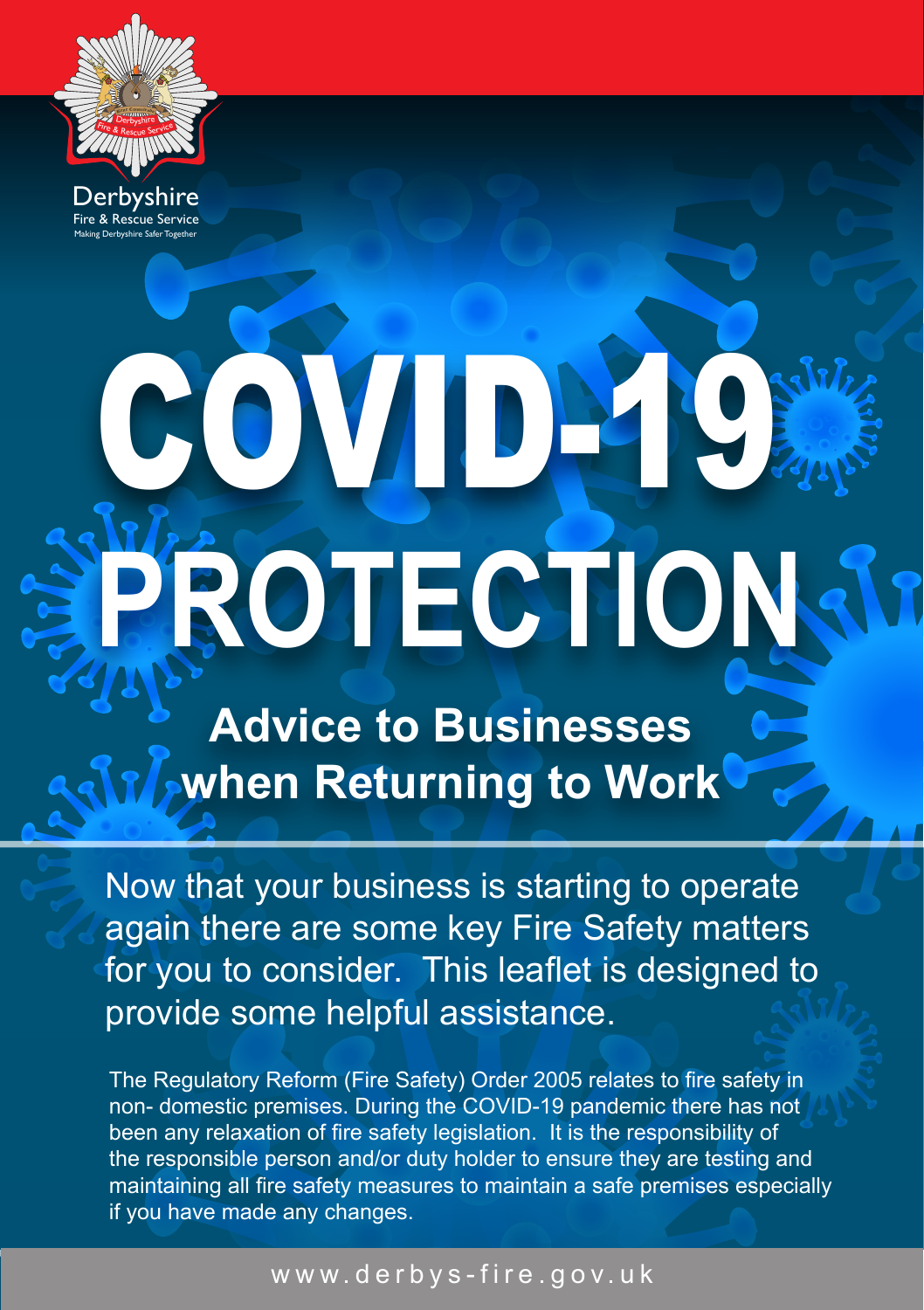Derbyshire
Fire & Rescue Service
Making Derbyshire Safer Together

# COVID-19 PROTECTION

## Advice to Businesses when Returning to Work

Now that your business is starting to operate again there are some key Fire Safety matters for you to consider. This leaflet is designed to provide some helpful assistance.

The Regulatory Reform (Fire Safety) Order 2005 relates to fire safety in non- domestic premises. During the COVID-19 pandemic there has not been any relaxation of fire safety legislation. It is the responsibility of the responsible person and/or duty holder to ensure they are testing and maintaining all fire safety measures to maintain a safe premises especially if you have made any changes.

www.derbys-fire.gov.uk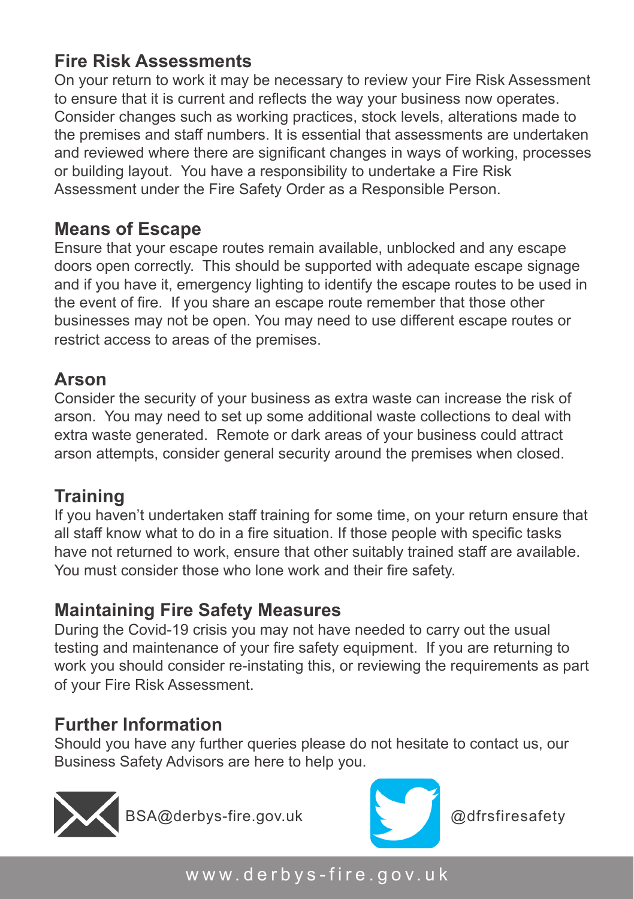## Fire Risk Assessments

On your return to work it may be necessary to review your Fire Risk Assessment to ensure that it is current and reflects the way your business now operates. Consider changes such as working practices, stock levels, alterations made to the premises and staff numbers. It is essential that assessments are undertaken and reviewed where there are significant changes in ways of working, processes or building layout. You have a responsibility to undertake a Fire Risk Assessment under the Fire Safety Order as a Responsible Person.

## Means of Escape

Ensure that your escape routes remain available, unblocked and any escape doors open correctly. This should be supported with adequate escape signage and if you have it, emergency lighting to identify the escape routes to be used in the event of fire. If you share an escape route remember that those other businesses may not be open. You may need to use different escape routes or restrict access to areas of the premises.

## Arson

Consider the security of your business as extra waste can increase the risk of arson. You may need to set up some additional waste collections to deal with extra waste generated. Remote or dark areas of your business could attract arson attempts, consider general security around the premises when closed.

## Training

If you haven't undertaken staff training for some time, on your return ensure that all staff know what to do in a fire situation. If those people with specific tasks have not returned to work, ensure that other suitably trained staff are available. You must consider those who lone work and their fire safety.

## Maintaining Fire Safety Measures

During the Covid-19 crisis you may not have needed to carry out the usual testing and maintenance of your fire safety equipment. If you are returning to work you should consider re-instating this, or reviewing the requirements as part of your Fire Risk Assessment.

## Further Information

Should you have any further queries please do not hesitate to contact us, our Business Safety Advisors are here to help you.

BSA@derbys-fire.gov.uk

@dfrsfiresafety

www.derbys-fire.gov.uk